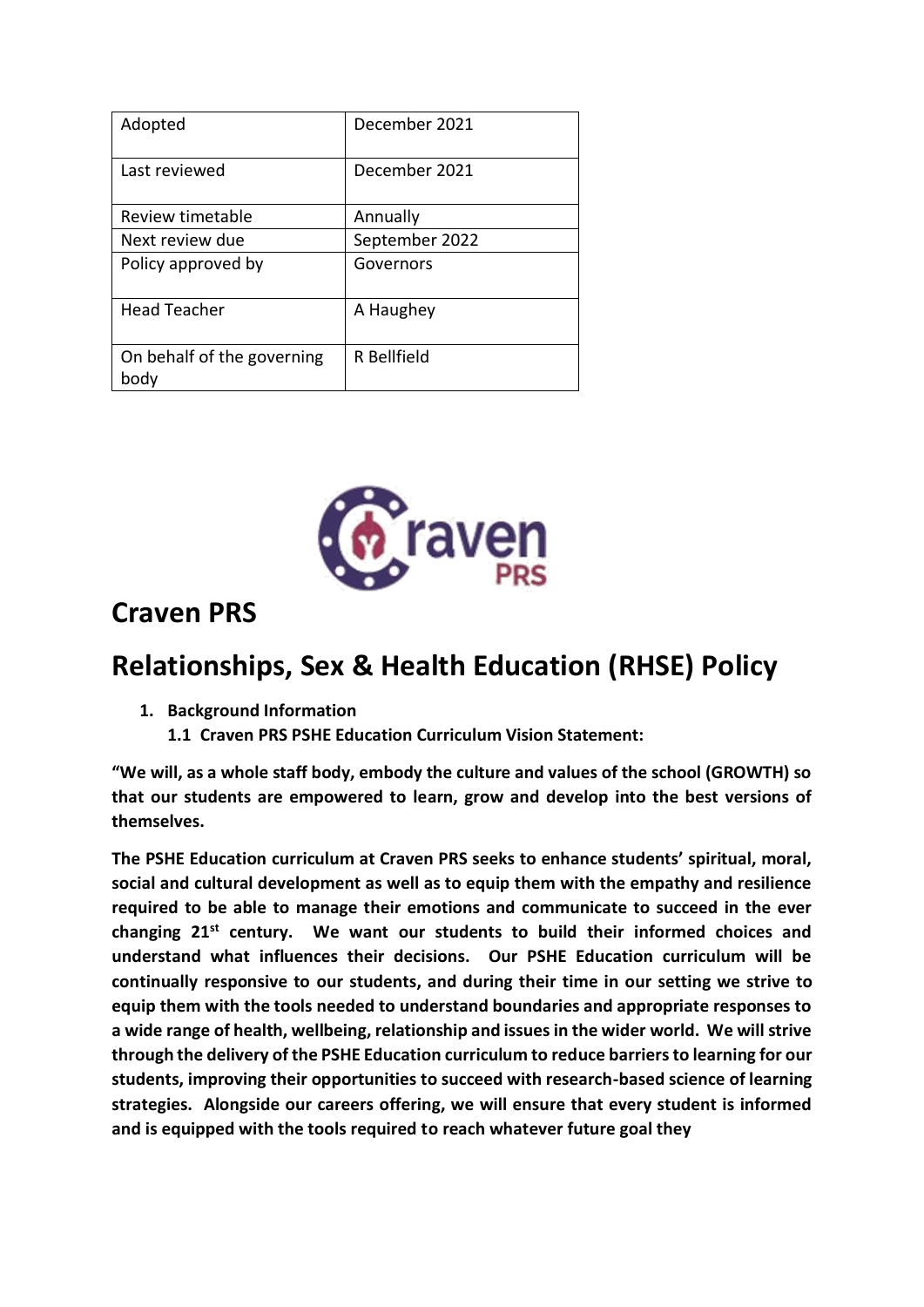| Adopted | December 2021 |
|---|---|
| Last reviewed | December 2021 |
| Review timetable | Annually |
| Next review due | September 2022 |
| Policy approved by | Governors |
| Head Teacher | A Haughey |
| On behalf of the governing body | R Bellfield |

# Craven PRS

# Relationships, Sex & Health Education (RHSE) Policy

1. **Background Information**
   **1.1 Craven PRS PSHE Education Curriculum Vision Statement:**

**"We will, as a whole staff body, embody the culture and values of the school (GROWTH) so that our students are empowered to learn, grow and develop into the best versions of themselves.**

**The PSHE Education curriculum at Craven PRS seeks to enhance students' spiritual, moral, social and cultural development as well as to equip them with the empathy and resilience required to be able to manage their emotions and communicate to succeed in the ever changing 21st century. We want our students to build their informed choices and understand what influences their decisions. Our PSHE Education curriculum will be continually responsive to our students, and during their time in our setting we strive to equip them with the tools needed to understand boundaries and appropriate responses to a wide range of health, wellbeing, relationship and issues in the wider world. We will strive through the delivery of the PSHE Education curriculum to reduce barriers to learning for our students, improving their opportunities to succeed with research-based science of learning strategies. Alongside our careers offering, we will ensure that every student is informed and is equipped with the tools required to reach whatever future goal they**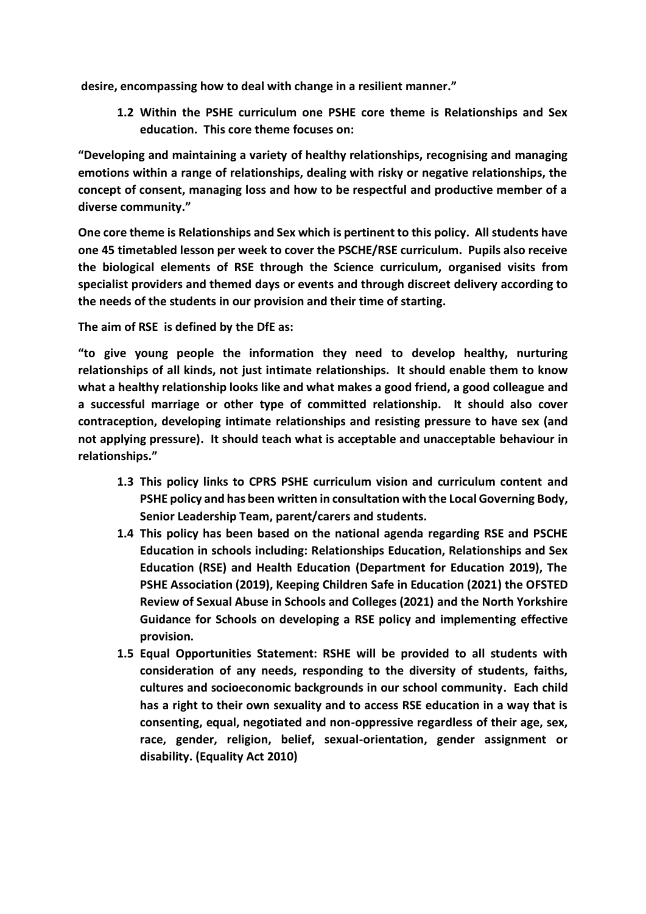**desire, encompassing how to deal with change in a resilient manner."**

**1.2 Within the PSHE curriculum one PSHE core theme is Relationships and Sex education. This core theme focuses on:**

**"Developing and maintaining a variety of healthy relationships, recognising and managing emotions within a range of relationships, dealing with risky or negative relationships, the concept of consent, managing loss and how to be respectful and productive member of a diverse community."**

**One core theme is Relationships and Sex which is pertinent to this policy. All students have one 45 timetabled lesson per week to cover the PSCHE/RSE curriculum. Pupils also receive the biological elements of RSE through the Science curriculum, organised visits from specialist providers and themed days or events and through discreet delivery according to the needs of the students in our provision and their time of starting.**

**The aim of RSE is defined by the DfE as:**

**"to give young people the information they need to develop healthy, nurturing relationships of all kinds, not just intimate relationships. It should enable them to know what a healthy relationship looks like and what makes a good friend, a good colleague and a successful marriage or other type of committed relationship. It should also cover contraception, developing intimate relationships and resisting pressure to have sex (and not applying pressure). It should teach what is acceptable and unacceptable behaviour in relationships."**

**1.3 This policy links to CPRS PSHE curriculum vision and curriculum content and PSHE policy and has been written in consultation with the Local Governing Body, Senior Leadership Team, parent/carers and students.**

**1.4 This policy has been based on the national agenda regarding RSE and PSCHE Education in schools including: Relationships Education, Relationships and Sex Education (RSE) and Health Education (Department for Education 2019), The PSHE Association (2019), Keeping Children Safe in Education (2021) the OFSTED Review of Sexual Abuse in Schools and Colleges (2021) and the North Yorkshire Guidance for Schools on developing a RSE policy and implementing effective provision.**

**1.5 Equal Opportunities Statement: RSHE will be provided to all students with consideration of any needs, responding to the diversity of students, faiths, cultures and socioeconomic backgrounds in our school community. Each child has a right to their own sexuality and to access RSE education in a way that is consenting, equal, negotiated and non-oppressive regardless of their age, sex, race, gender, religion, belief, sexual-orientation, gender assignment or disability. (Equality Act 2010)**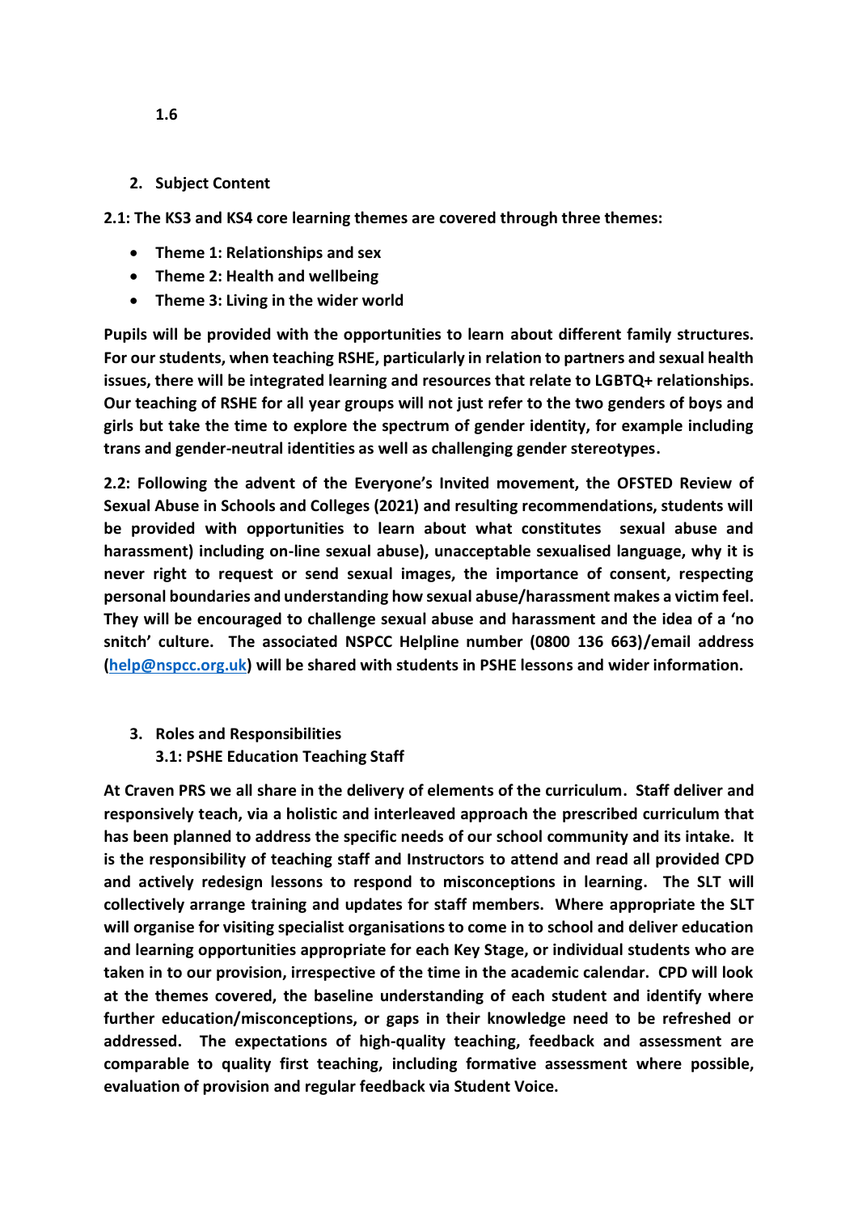**1.6**

## 2. Subject Content

**2.1: The KS3 and KS4 core learning themes are covered through three themes:**

- **Theme 1: Relationships and sex**
- **Theme 2: Health and wellbeing**
- **Theme 3: Living in the wider world**

**Pupils will be provided with the opportunities to learn about different family structures. For our students, when teaching RSHE, particularly in relation to partners and sexual health issues, there will be integrated learning and resources that relate to LGBTQ+ relationships. Our teaching of RSHE for all year groups will not just refer to the two genders of boys and girls but take the time to explore the spectrum of gender identity, for example including trans and gender-neutral identities as well as challenging gender stereotypes.**

**2.2: Following the advent of the Everyone's Invited movement, the OFSTED Review of Sexual Abuse in Schools and Colleges (2021) and resulting recommendations, students will be provided with opportunities to learn about what constitutes sexual abuse and harassment) including on-line sexual abuse), unacceptable sexualised language, why it is never right to request or send sexual images, the importance of consent, respecting personal boundaries and understanding how sexual abuse/harassment makes a victim feel. They will be encouraged to challenge sexual abuse and harassment and the idea of a 'no snitch' culture. The associated NSPCC Helpline number (0800 136 663)/email address ([help@nspcc.org.uk](mailto:help@nspcc.org.uk)) will be shared with students in PSHE lessons and wider information.**

## 3. Roles and Responsibilities

### 3.1: PSHE Education Teaching Staff

**At Craven PRS we all share in the delivery of elements of the curriculum. Staff deliver and responsively teach, via a holistic and interleaved approach the prescribed curriculum that has been planned to address the specific needs of our school community and its intake. It is the responsibility of teaching staff and Instructors to attend and read all provided CPD and actively redesign lessons to respond to misconceptions in learning. The SLT will collectively arrange training and updates for staff members. Where appropriate the SLT will organise for visiting specialist organisations to come in to school and deliver education and learning opportunities appropriate for each Key Stage, or individual students who are taken in to our provision, irrespective of the time in the academic calendar. CPD will look at the themes covered, the baseline understanding of each student and identify where further education/misconceptions, or gaps in their knowledge need to be refreshed or addressed. The expectations of high-quality teaching, feedback and assessment are comparable to quality first teaching, including formative assessment where possible, evaluation of provision and regular feedback via Student Voice.**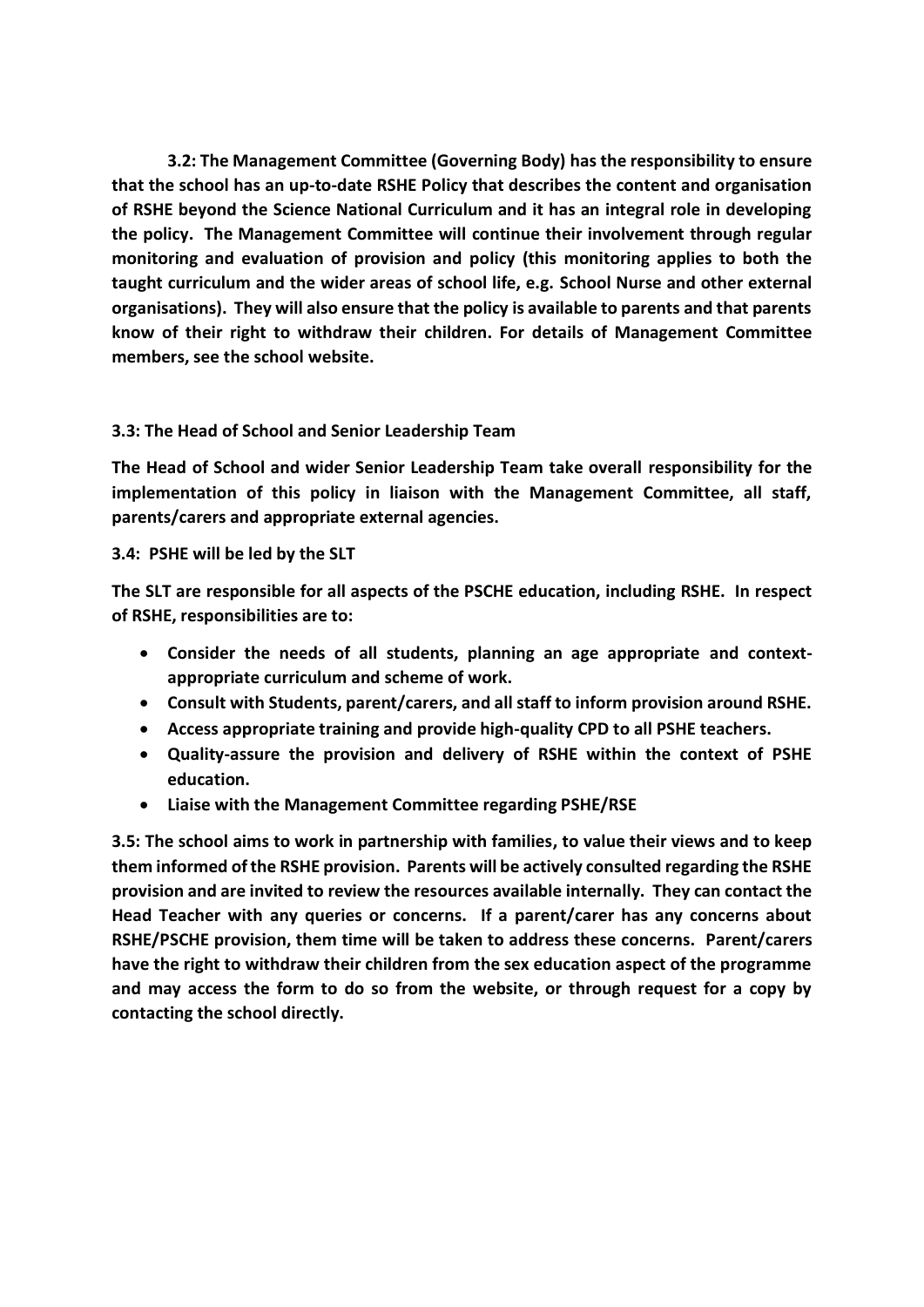**3.2: The Management Committee (Governing Body) has the responsibility to ensure that the school has an up-to-date RSHE Policy that describes the content and organisation of RSHE beyond the Science National Curriculum and it has an integral role in developing the policy. The Management Committee will continue their involvement through regular monitoring and evaluation of provision and policy (this monitoring applies to both the taught curriculum and the wider areas of school life, e.g. School Nurse and other external organisations). They will also ensure that the policy is available to parents and that parents know of their right to withdraw their children. For details of Management Committee members, see the school website.**

**3.3: The Head of School and Senior Leadership Team**

**The Head of School and wider Senior Leadership Team take overall responsibility for the implementation of this policy in liaison with the Management Committee, all staff, parents/carers and appropriate external agencies.**

**3.4: PSHE will be led by the SLT**

**The SLT are responsible for all aspects of the PSCHE education, including RSHE. In respect of RSHE, responsibilities are to:**

- **Consider the needs of all students, planning an age appropriate and context-appropriate curriculum and scheme of work.**
- **Consult with Students, parent/carers, and all staff to inform provision around RSHE.**
- **Access appropriate training and provide high-quality CPD to all PSHE teachers.**
- **Quality-assure the provision and delivery of RSHE within the context of PSHE education.**
- **Liaise with the Management Committee regarding PSHE/RSE**

**3.5: The school aims to work in partnership with families, to value their views and to keep them informed of the RSHE provision. Parents will be actively consulted regarding the RSHE provision and are invited to review the resources available internally. They can contact the Head Teacher with any queries or concerns. If a parent/carer has any concerns about RSHE/PSCHE provision, them time will be taken to address these concerns. Parent/carers have the right to withdraw their children from the sex education aspect of the programme and may access the form to do so from the website, or through request for a copy by contacting the school directly.**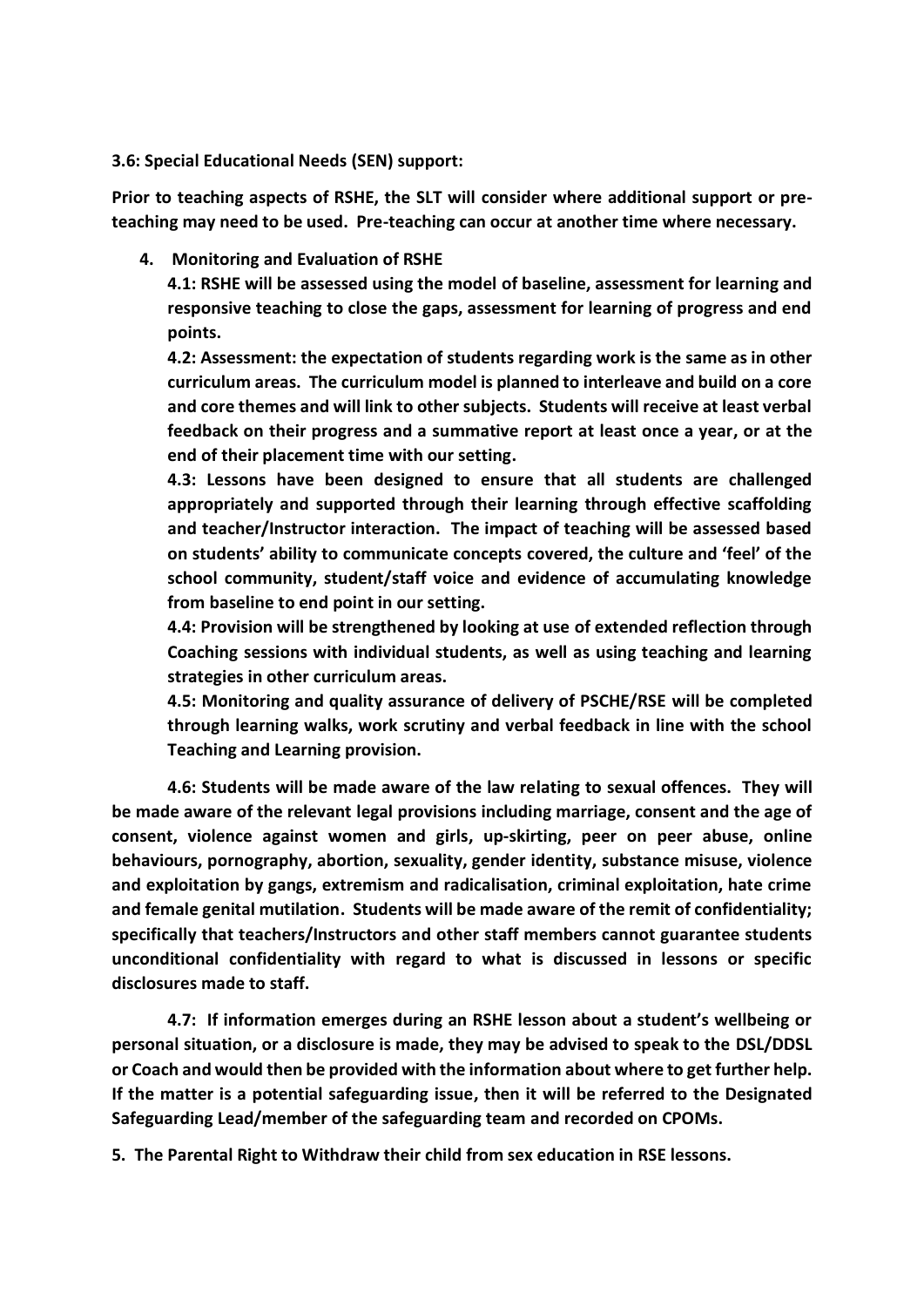**3.6: Special Educational Needs (SEN) support:**

**Prior to teaching aspects of RSHE, the SLT will consider where additional support or pre-teaching may need to be used. Pre-teaching can occur at another time where necessary.**

## 4. Monitoring and Evaluation of RSHE

**4.1: RSHE will be assessed using the model of baseline, assessment for learning and responsive teaching to close the gaps, assessment for learning of progress and end points.**

**4.2: Assessment: the expectation of students regarding work is the same as in other curriculum areas. The curriculum model is planned to interleave and build on a core and core themes and will link to other subjects. Students will receive at least verbal feedback on their progress and a summative report at least once a year, or at the end of their placement time with our setting.**

**4.3: Lessons have been designed to ensure that all students are challenged appropriately and supported through their learning through effective scaffolding and teacher/Instructor interaction. The impact of teaching will be assessed based on students' ability to communicate concepts covered, the culture and 'feel' of the school community, student/staff voice and evidence of accumulating knowledge from baseline to end point in our setting.**

**4.4: Provision will be strengthened by looking at use of extended reflection through Coaching sessions with individual students, as well as using teaching and learning strategies in other curriculum areas.**

**4.5: Monitoring and quality assurance of delivery of PSCHE/RSE will be completed through learning walks, work scrutiny and verbal feedback in line with the school Teaching and Learning provision.**

**4.6: Students will be made aware of the law relating to sexual offences. They will be made aware of the relevant legal provisions including marriage, consent and the age of consent, violence against women and girls, up-skirting, peer on peer abuse, online behaviours, pornography, abortion, sexuality, gender identity, substance misuse, violence and exploitation by gangs, extremism and radicalisation, criminal exploitation, hate crime and female genital mutilation. Students will be made aware of the remit of confidentiality; specifically that teachers/Instructors and other staff members cannot guarantee students unconditional confidentiality with regard to what is discussed in lessons or specific disclosures made to staff.**

**4.7: If information emerges during an RSHE lesson about a student's wellbeing or personal situation, or a disclosure is made, they may be advised to speak to the DSL/DDSL or Coach and would then be provided with the information about where to get further help. If the matter is a potential safeguarding issue, then it will be referred to the Designated Safeguarding Lead/member of the safeguarding team and recorded on CPOMs.**

## 5. The Parental Right to Withdraw their child from sex education in RSE lessons.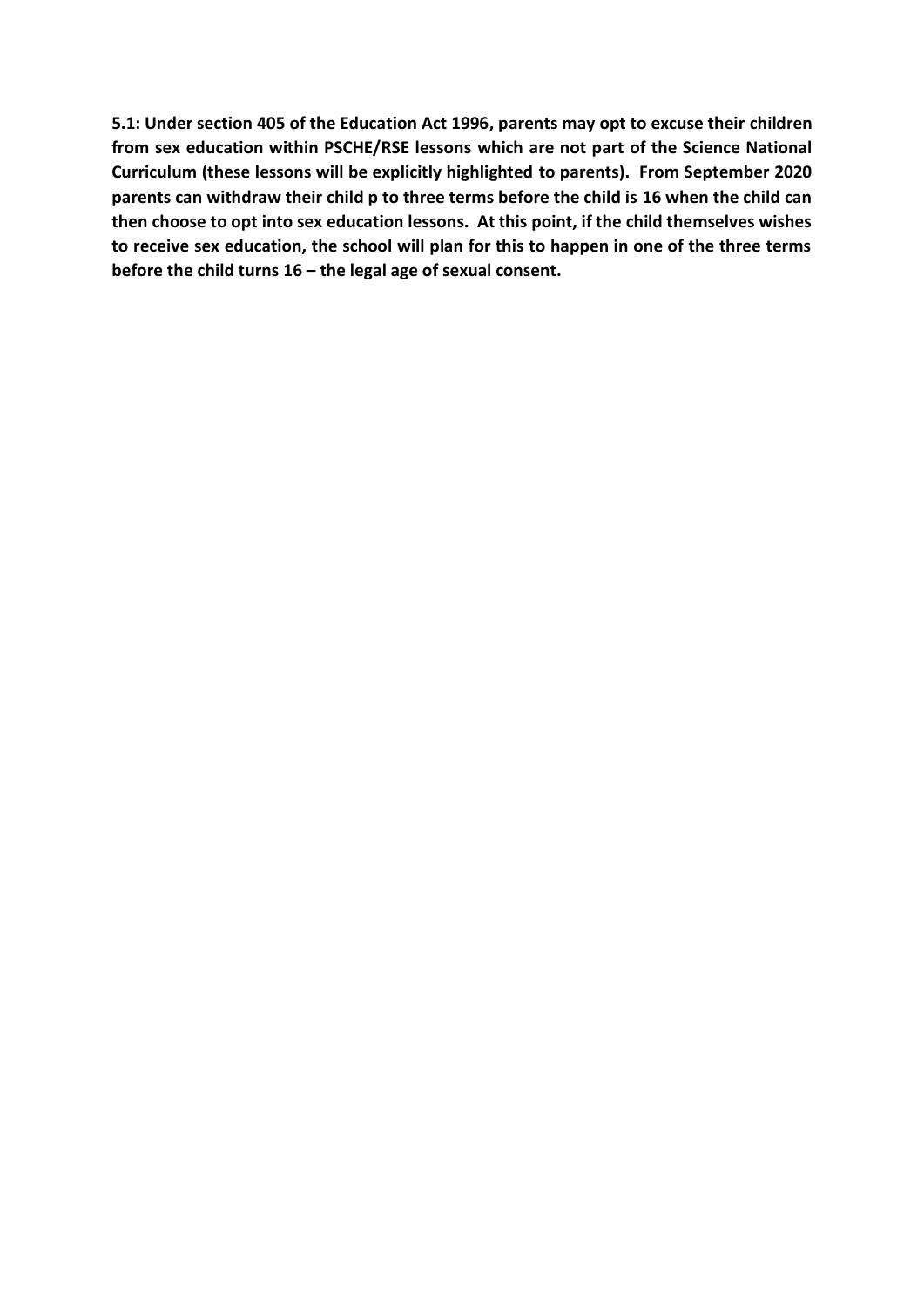**5.1: Under section 405 of the Education Act 1996, parents may opt to excuse their children from sex education within PSCHE/RSE lessons which are not part of the Science National Curriculum (these lessons will be explicitly highlighted to parents). From September 2020 parents can withdraw their child p to three terms before the child is 16 when the child can then choose to opt into sex education lessons. At this point, if the child themselves wishes to receive sex education, the school will plan for this to happen in one of the three terms before the child turns 16 – the legal age of sexual consent.**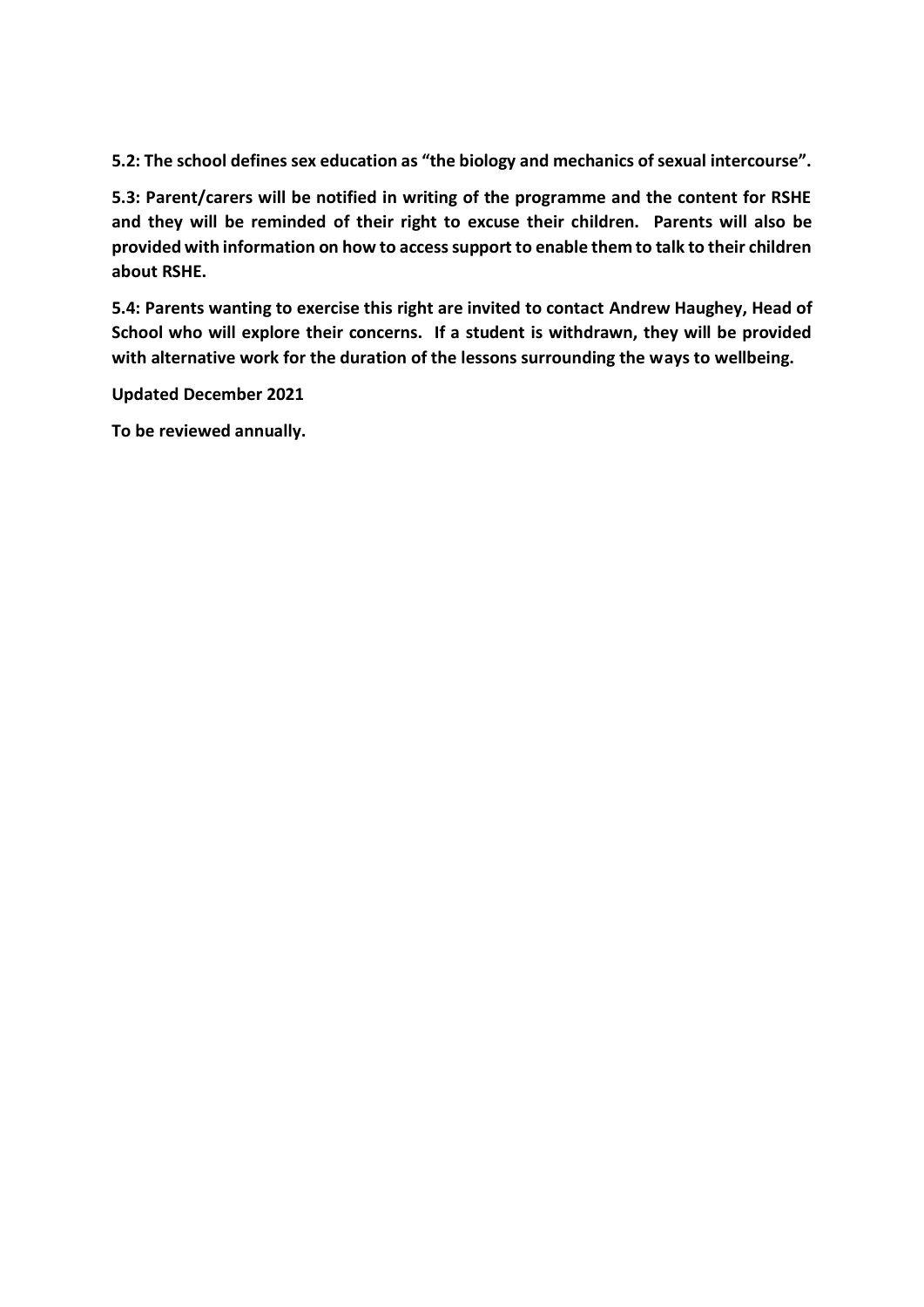**5.2: The school defines sex education as “the biology and mechanics of sexual intercourse”.**

**5.3: Parent/carers will be notified in writing of the programme and the content for RSHE and they will be reminded of their right to excuse their children. Parents will also be provided with information on how to access support to enable them to talk to their children about RSHE.**

**5.4: Parents wanting to exercise this right are invited to contact Andrew Haughey, Head of School who will explore their concerns. If a student is withdrawn, they will be provided with alternative work for the duration of the lessons surrounding the ways to wellbeing.**

**Updated December 2021**

**To be reviewed annually.**